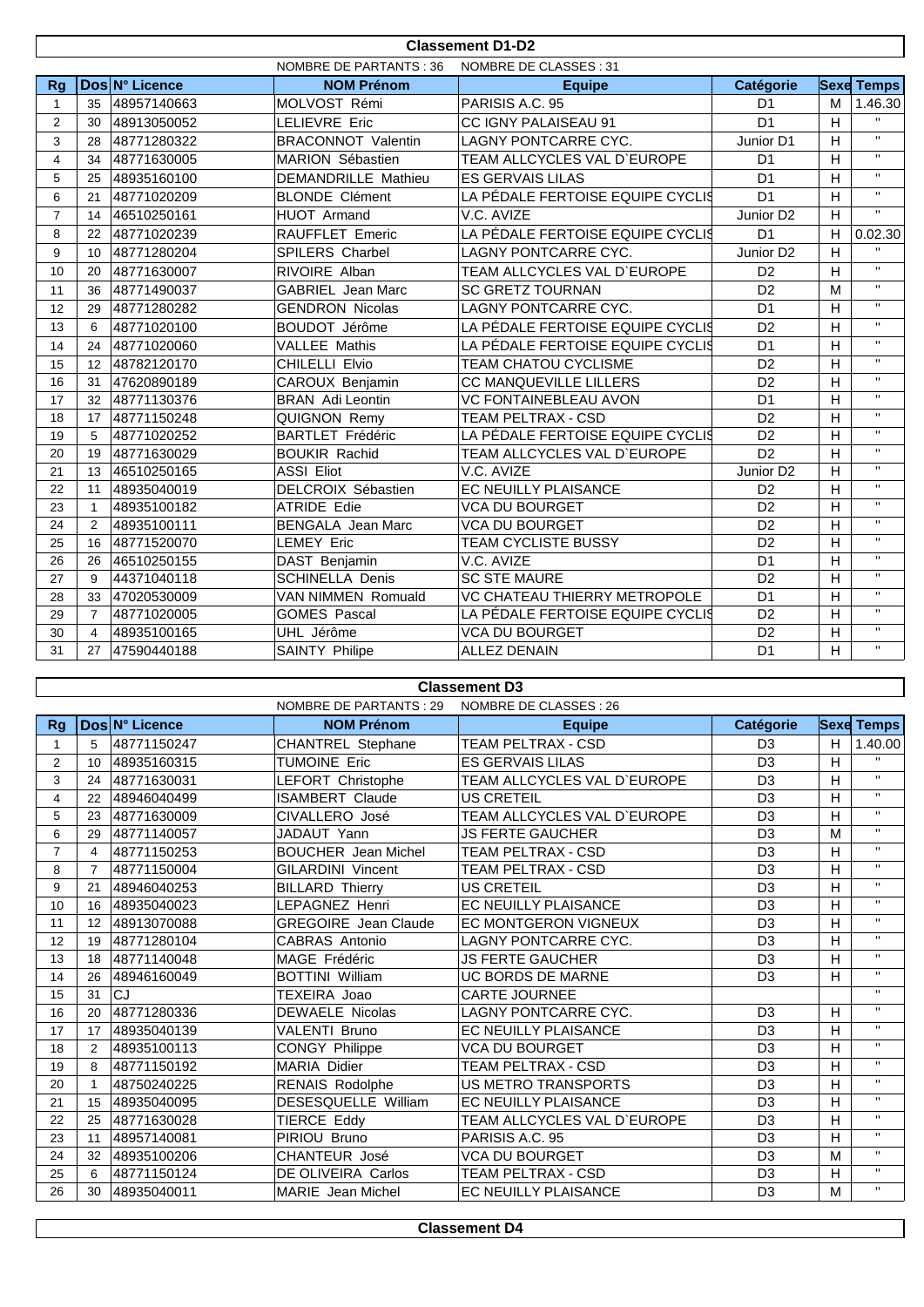## Classement D1-D2

NOMBRE DE PARTANTS : 36 NOMBRE DE CLASSES : 31

| Rg | Dos | N° Licence | NOM Prénom | Equipe | Catégorie | Sexe | Temps |
|---|---|---|---|---|---|---|---|
| 1 | 35 | 48957140663 | MOLVOST Rémi | PARISIS A.C. 95 | D1 | M | 1.46.30 |
| 2 | 30 | 48913050052 | LELIEVRE Eric | CC IGNY PALAISEAU 91 | D1 | H | " |
| 3 | 28 | 48771280322 | BRACONNOT Valentin | LAGNY PONTCARRE CYC. | Junior D1 | H | " |
| 4 | 34 | 48771630005 | MARION Sébastien | TEAM ALLCYCLES VAL D`EUROPE | D1 | H | " |
| 5 | 25 | 48935160100 | DEMANDRILLE Mathieu | ES GERVAIS LILAS | D1 | H | " |
| 6 | 21 | 48771020209 | BLONDE Clément | LA PÉDALE FERTOISE EQUIPE CYCLIS | D1 | H | " |
| 7 | 14 | 46510250161 | HUOT Armand | V.C. AVIZE | Junior D2 | H | " |
| 8 | 22 | 48771020239 | RAUFFLET Emeric | LA PÉDALE FERTOISE EQUIPE CYCLIS | D1 | H | 0.02.30 |
| 9 | 10 | 48771280204 | SPILERS Charbel | LAGNY PONTCARRE CYC. | Junior D2 | H | " |
| 10 | 20 | 48771630007 | RIVOIRE Alban | TEAM ALLCYCLES VAL D`EUROPE | D2 | H | " |
| 11 | 36 | 48771490037 | GABRIEL Jean Marc | SC GRETZ TOURNAN | D2 | M | " |
| 12 | 29 | 48771280282 | GENDRON Nicolas | LAGNY PONTCARRE CYC. | D1 | H | " |
| 13 | 6 | 48771020100 | BOUDOT Jérôme | LA PÉDALE FERTOISE EQUIPE CYCLIS | D2 | H | " |
| 14 | 24 | 48771020060 | VALLEE Mathis | LA PÉDALE FERTOISE EQUIPE CYCLIS | D1 | H | " |
| 15 | 12 | 48782120170 | CHILELLI Elvio | TEAM CHATOU CYCLISME | D2 | H | " |
| 16 | 31 | 47620890189 | CAROUX Benjamin | CC MANQUEVILLE LILLERS | D2 | H | " |
| 17 | 32 | 48771130376 | BRAN Adi Leontin | VC FONTAINEBLEAU AVON | D1 | H | " |
| 18 | 17 | 48771150248 | QUIGNON Remy | TEAM PELTRAX - CSD | D2 | H | " |
| 19 | 5 | 48771020252 | BARTLET Frédéric | LA PÉDALE FERTOISE EQUIPE CYCLIS | D2 | H | " |
| 20 | 19 | 48771630029 | BOUKIR Rachid | TEAM ALLCYCLES VAL D`EUROPE | D2 | H | " |
| 21 | 13 | 46510250165 | ASSI Eliot | V.C. AVIZE | Junior D2 | H | " |
| 22 | 11 | 48935040019 | DELCROIX Sébastien | EC NEUILLY PLAISANCE | D2 | H | " |
| 23 | 1 | 48935100182 | ATRIDE Edie | VCA DU BOURGET | D2 | H | " |
| 24 | 2 | 48935100111 | BENGALA Jean Marc | VCA DU BOURGET | D2 | H | " |
| 25 | 16 | 48771520070 | LEMEY Eric | TEAM CYCLISTE BUSSY | D2 | H | " |
| 26 | 26 | 46510250155 | DAST Benjamin | V.C. AVIZE | D1 | H | " |
| 27 | 9 | 44371040118 | SCHINELLA Denis | SC STE MAURE | D2 | H | " |
| 28 | 33 | 47020530009 | VAN NIMMEN Romuald | VC CHATEAU THIERRY METROPOLE | D1 | H | " |
| 29 | 7 | 48771020005 | GOMES Pascal | LA PÉDALE FERTOISE EQUIPE CYCLIS | D2 | H | " |
| 30 | 4 | 48935100165 | UHL Jérôme | VCA DU BOURGET | D2 | H | " |
| 31 | 27 | 47590440188 | SAINTY Philipe | ALLEZ DENAIN | D1 | H | " |

## Classement D3

NOMBRE DE PARTANTS : 29 NOMBRE DE CLASSES : 26

| Rg | Dos | N° Licence | NOM Prénom | Equipe | Catégorie | Sexe | Temps |
|---|---|---|---|---|---|---|---|
| 1 | 5 | 48771150247 | CHANTREL Stephane | TEAM PELTRAX - CSD | D3 | H | 1.40.00 |
| 2 | 10 | 48935160315 | TUMOINE Eric | ES GERVAIS LILAS | D3 | H | " |
| 3 | 24 | 48771630031 | LEFORT Christophe | TEAM ALLCYCLES VAL D`EUROPE | D3 | H | " |
| 4 | 22 | 48946040499 | ISAMBERT Claude | US CRETEIL | D3 | H | " |
| 5 | 23 | 48771630009 | CIVALLERO José | TEAM ALLCYCLES VAL D`EUROPE | D3 | H | " |
| 6 | 29 | 48771140057 | JADAUT Yann | JS FERTE GAUCHER | D3 | M | " |
| 7 | 4 | 48771150253 | BOUCHER Jean Michel | TEAM PELTRAX - CSD | D3 | H | " |
| 8 | 7 | 48771150004 | GILARDINI Vincent | TEAM PELTRAX - CSD | D3 | H | " |
| 9 | 21 | 48946040253 | BILLARD Thierry | US CRETEIL | D3 | H | " |
| 10 | 16 | 48935040023 | LEPAGNEZ Henri | EC NEUILLY PLAISANCE | D3 | H | " |
| 11 | 12 | 48913070088 | GREGOIRE Jean Claude | EC MONTGERON VIGNEUX | D3 | H | " |
| 12 | 19 | 48771280104 | CABRAS Antonio | LAGNY PONTCARRE CYC. | D3 | H | " |
| 13 | 18 | 48771140048 | MAGE Frédéric | JS FERTE GAUCHER | D3 | H | " |
| 14 | 26 | 48946160049 | BOTTINI William | UC BORDS DE MARNE | D3 | H | " |
| 15 | 31 | CJ | TEXEIRA Joao | CARTE JOURNEE | | | " |
| 16 | 20 | 48771280336 | DEWAELE Nicolas | LAGNY PONTCARRE CYC. | D3 | H | " |
| 17 | 17 | 48935040139 | VALENTI Bruno | EC NEUILLY PLAISANCE | D3 | H | " |
| 18 | 2 | 48935100113 | CONGY Philippe | VCA DU BOURGET | D3 | H | " |
| 19 | 8 | 48771150192 | MARIA Didier | TEAM PELTRAX - CSD | D3 | H | " |
| 20 | 1 | 48750240225 | RENAIS Rodolphe | US METRO TRANSPORTS | D3 | H | " |
| 21 | 15 | 48935040095 | DESESQUELLE William | EC NEUILLY PLAISANCE | D3 | H | " |
| 22 | 25 | 48771630028 | TIERCE Eddy | TEAM ALLCYCLES VAL D`EUROPE | D3 | H | " |
| 23 | 11 | 48957140081 | PIRIOU Bruno | PARISIS A.C. 95 | D3 | H | " |
| 24 | 32 | 48935100206 | CHANTEUR José | VCA DU BOURGET | D3 | M | " |
| 25 | 6 | 48771150124 | DE OLIVEIRA Carlos | TEAM PELTRAX - CSD | D3 | H | " |
| 26 | 30 | 48935040011 | MARIE Jean Michel | EC NEUILLY PLAISANCE | D3 | M | " |

## Classement D4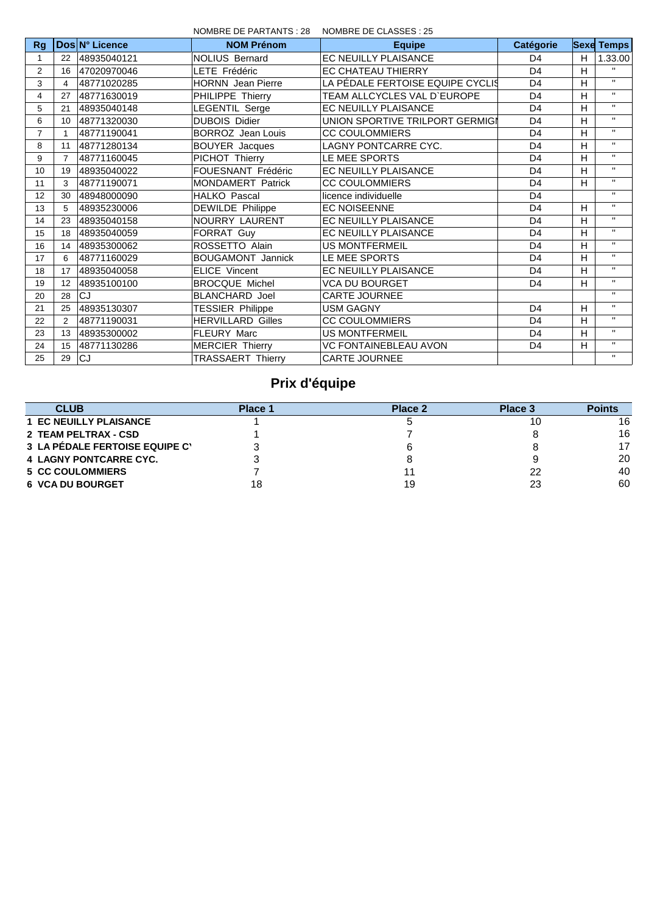NOMBRE DE PARTANTS : 28 NOMBRE DE CLASSES : 25

| Rg | Dos | N° Licence | NOM Prénom | Equipe | Catégorie | Sexe | Temps |
|---|---|---|---|---|---|---|---|
| 1 | 22 | 48935040121 | NOLIUS Bernard | EC NEUILLY PLAISANCE | D4 | H | 1.33.00 |
| 2 | 16 | 47020970046 | LETE Frédéric | EC CHATEAU THIERRY | D4 | H | " |
| 3 | 4 | 48771020285 | HORNN Jean Pierre | LA PÉDALE FERTOISE EQUIPE CYCLIS | D4 | H | " |
| 4 | 27 | 48771630019 | PHILIPPE Thierry | TEAM ALLCYCLES VAL D`EUROPE | D4 | H | " |
| 5 | 21 | 48935040148 | LEGENTIL Serge | EC NEUILLY PLAISANCE | D4 | H | " |
| 6 | 10 | 48771320030 | DUBOIS Didier | UNION SPORTIVE TRILPORT GERMIGI | D4 | H | " |
| 7 | 1 | 48771190041 | BORROZ Jean Louis | CC COULOMMIERS | D4 | H | " |
| 8 | 11 | 48771280134 | BOUYER Jacques | LAGNY PONTCARRE CYC. | D4 | H | " |
| 9 | 7 | 48771160045 | PICHOT Thierry | LE MEE SPORTS | D4 | H | " |
| 10 | 19 | 48935040022 | FOUESNANT Frédéric | EC NEUILLY PLAISANCE | D4 | H | " |
| 11 | 3 | 48771190071 | MONDAMERT Patrick | CC COULOMMIERS | D4 | H | " |
| 12 | 30 | 48948000090 | HALKO Pascal | licence individuelle | D4 | | " |
| 13 | 5 | 48935230006 | DEWILDE Philippe | EC NOISEENNE | D4 | H | " |
| 14 | 23 | 48935040158 | NOURRY LAURENT | EC NEUILLY PLAISANCE | D4 | H | " |
| 15 | 18 | 48935040059 | FORRAT Guy | EC NEUILLY PLAISANCE | D4 | H | " |
| 16 | 14 | 48935300062 | ROSSETTO Alain | US MONTFERMEIL | D4 | H | " |
| 17 | 6 | 48771160029 | BOUGAMONT Jannick | LE MEE SPORTS | D4 | H | " |
| 18 | 17 | 48935040058 | ELICE Vincent | EC NEUILLY PLAISANCE | D4 | H | " |
| 19 | 12 | 48935100100 | BROCQUE Michel | VCA DU BOURGET | D4 | H | " |
| 20 | 28 | CJ | BLANCHARD Joel | CARTE JOURNEE | | | " |
| 21 | 25 | 48935130307 | TESSIER Philippe | USM GAGNY | D4 | H | " |
| 22 | 2 | 48771190031 | HERVILLARD Gilles | CC COULOMMIERS | D4 | H | " |
| 23 | 13 | 48935300002 | FLEURY Marc | US MONTFERMEIL | D4 | H | " |
| 24 | 15 | 48771130286 | MERCIER Thierry | VC FONTAINEBLEAU AVON | D4 | H | " |
| 25 | 29 | CJ | TRASSAERT Thierry | CARTE JOURNEE | | | " |

## Prix d'équipe

| CLUB | Place 1 | Place 2 | Place 3 | Points |
|---|---|---|---|---|
| **1 EC NEUILLY PLAISANCE** | 1 | 5 | 10 | 16 |
| **2 TEAM PELTRAX - CSD** | 1 | 7 | 8 | 16 |
| **3 LA PÉDALE FERTOISE EQUIPE C'** | 3 | 6 | 8 | 17 |
| **4 LAGNY PONTCARRE CYC.** | 3 | 8 | 9 | 20 |
| **5 CC COULOMMIERS** | 7 | 11 | 22 | 40 |
| **6 VCA DU BOURGET** | 18 | 19 | 23 | 60 |